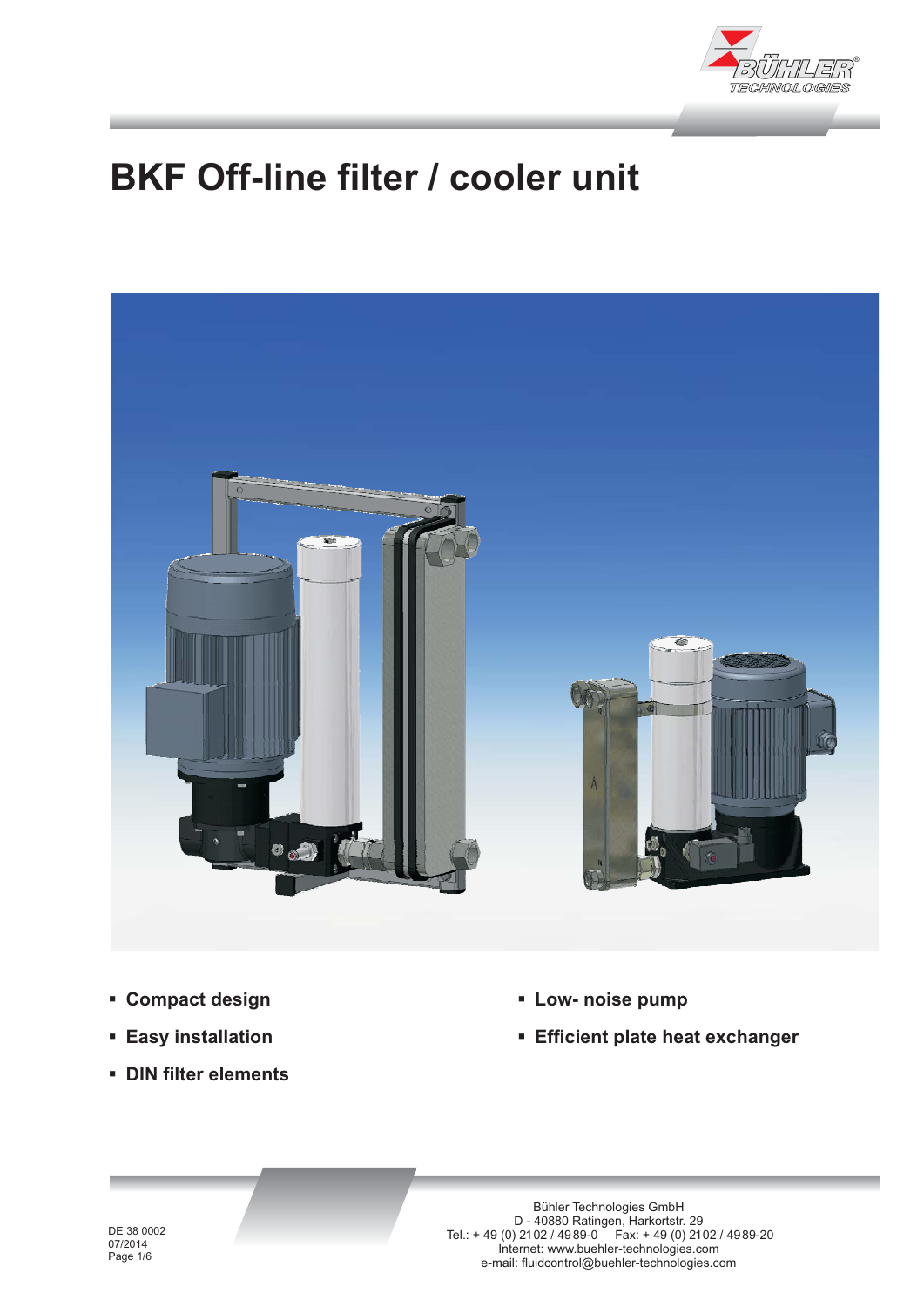# BKF Off-line filter / cooler unit

- **Compact design**
- **Easy installation**
- **DIN filter elements**
- **Low- noise pump**
- **Efficient plate heat exchanger**

DE 38 0002
07/2014

Bühler Technologies GmbH
D - 40880 Ratingen, Harkortstr. 29
Tel.: + 49 (0) 2102 / 4989-0 Fax: + 49 (0) 2102 / 4989-20
Internet: www.buehler-technologies.com
e-mail: fluidcontrol@buehler-technologies.com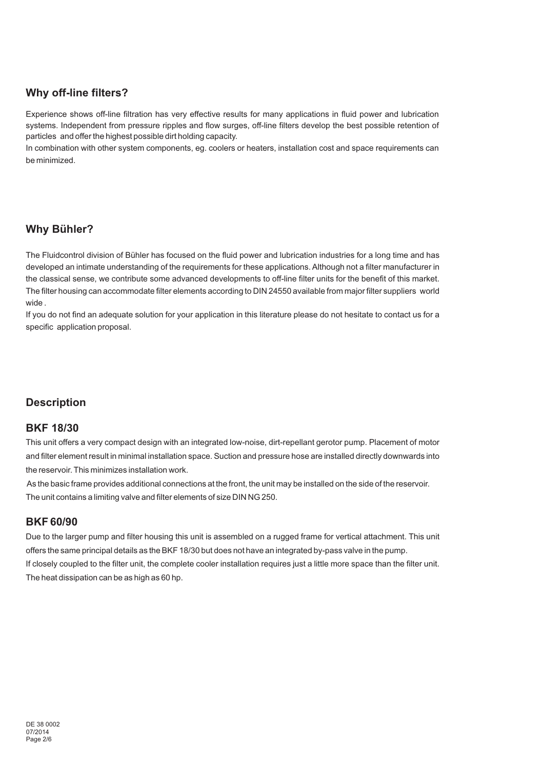## Why off-line filters?

Experience shows off-line filtration has very effective results for many applications in fluid power and lubrication systems. Independent from pressure ripples and flow surges, off-line filters develop the best possible retention of particles and offer the highest possible dirt holding capacity.

In combination with other system components, eg. coolers or heaters, installation cost and space requirements can be minimized.

## Why Bühler?

The Fluidcontrol division of Bühler has focused on the fluid power and lubrication industries for a long time and has developed an intimate understanding of the requirements for these applications. Although not a filter manufacturer in the classical sense, we contribute some advanced developments to off-line filter units for the benefit of this market. The filter housing can accommodate filter elements according to DIN 24550 available from major filter suppliers world wide .

If you do not find an adequate solution for your application in this literature please do not hesitate to contact us for a specific application proposal.

## Description

### BKF 18/30

This unit offers a very compact design with an integrated low-noise, dirt-repellant gerotor pump. Placement of motor and filter element result in minimal installation space. Suction and pressure hose are installed directly downwards into the reservoir. This minimizes installation work.

As the basic frame provides additional connections at the front, the unit may be installed on the side of the reservoir. The unit contains a limiting valve and filter elements of size DIN NG 250.

### BKF 60/90

Due to the larger pump and filter housing this unit is assembled on a rugged frame for vertical attachment. This unit offers the same principal details as the BKF 18/30 but does not have an integrated by-pass valve in the pump.

If closely coupled to the filter unit, the complete cooler installation requires just a little more space than the filter unit. The heat dissipation can be as high as 60 hp.

DE 38 0002
07/2014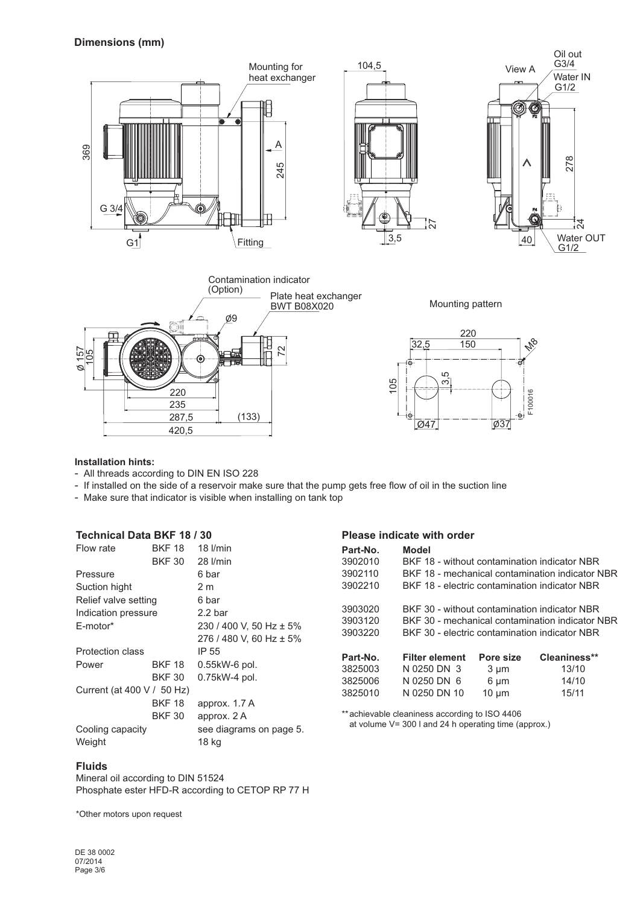## Dimensions (mm)

**Installation hints:**

- All threads according to DIN EN ISO 228
- If installed on the side of a reservoir make sure that the pump gets free flow of oil in the suction line
- Make sure that indicator is visible when installing on tank top

### Technical Data BKF 18 / 30

| | | |
|---|---|---|
| Flow rate | BKF 18 | 18 l/min |
| | BKF 30 | 28 l/min |
| Pressure | | 6 bar |
| Suction hight | | 2 m |
| Relief valve setting | | 6 bar |
| Indication pressure | | 2.2 bar |
| E-motor* | | 230 / 400 V, 50 Hz ± 5% |
| | | 276 / 480 V, 60 Hz ± 5% |
| Protection class | | IP 55 |
| Power | BKF 18 | 0.55kW-6 pol. |
| | BKF 30 | 0.75kW-4 pol. |
| Current (at 400 V / 50 Hz) | | |
| | BKF 18 | approx. 1.7 A |
| | BKF 30 | approx. 2 A |
| Cooling capacity | | see diagrams on page 5. |
| Weight | | 18 kg |

### Fluids

Mineral oil according to DIN 51524
Phosphate ester HFD-R according to CETOP RP 77 H

*Other motors upon request

### Please indicate with order

| Part-No. | Model |
|---|---|
| 3902010 | BKF 18 - without contamination indicator NBR |
| 3902110 | BKF 18 - mechanical contamination indicator NBR |
| 3902210 | BKF 18 - electric contamination indicator NBR |
| 3903020 | BKF 30 - without contamination indicator NBR |
| 3903120 | BKF 30 - mechanical contamination indicator NBR |
| 3903220 | BKF 30 - electric contamination indicator NBR |

| Part-No. | Filter element | Pore size | Cleaniness** |
|---|---|---|---|
| 3825003 | N 0250 DN 3 | 3 µm | 13/10 |
| 3825006 | N 0250 DN 6 | 6 µm | 14/10 |
| 3825010 | N 0250 DN 10 | 10 µm | 15/11 |

** achievable cleaniness according to ISO 4406
at volume V= 300 l and 24 h operating time (approx.)

DE 38 0002
07/2014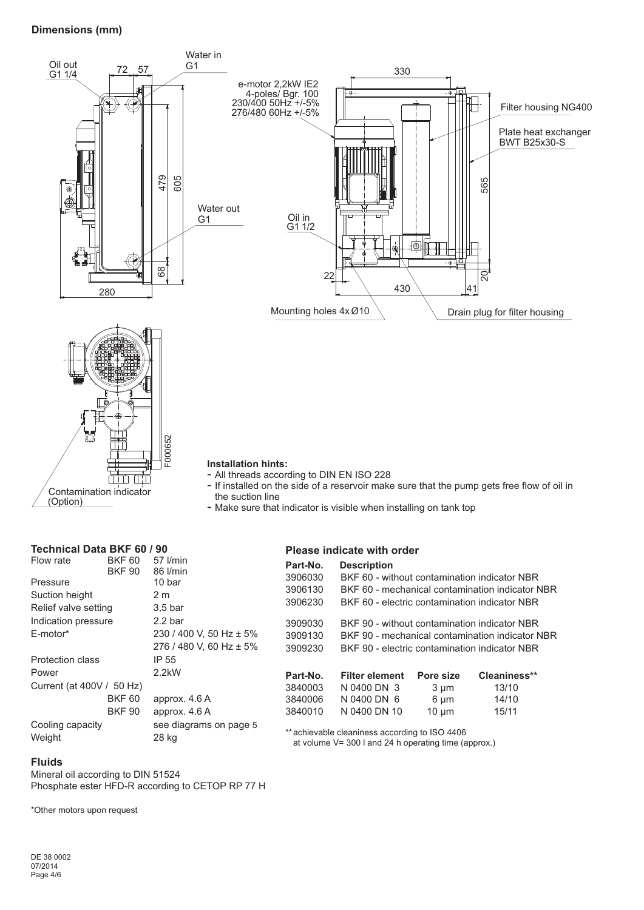## Dimensions (mm)

Oil out G1 1/4

72 57

Water in G1

479 605

Water out G1

68

280

e-motor 2,2kW IE2 4-poles/ Bgr. 100 230/400 50Hz +/-5% 276/480 60Hz +/-5%

330

Filter housing NG400

Plate heat exchanger BWT B25x30-S

565

Oil in G1 1/2

22

430

41

20

Mounting holes 4x Ø10

Drain plug for filter housing

F000652

Contamination indicator (Option)

**Installation hints:**

- All threads according to DIN EN ISO 228
- If installed on the side of a reservoir make sure that the pump gets free flow of oil in the suction line
- Make sure that indicator is visible when installing on tank top

### Technical Data BKF 60 / 90

| | | |
|---|---|---|
| Flow rate | BKF 60 | 57 l/min |
| | BKF 90 | 86 l/min |
| Pressure | | 10 bar |
| Suction height | | 2 m |
| Relief valve setting | | 3,5 bar |
| Indication pressure | | 2.2 bar |
| E-motor* | | 230 / 400 V, 50 Hz ± 5% |
| | | 276 / 480 V, 60 Hz ± 5% |
| Protection class | | IP 55 |
| Power | | 2.2kW |
| Current (at 400V / 50 Hz) | | |
| | BKF 60 | approx. 4.6 A |
| | BKF 90 | approx. 4.6 A |
| Cooling capacity | | see diagrams on page 5 |
| Weight | | 28 kg |

### Fluids

Mineral oil according to DIN 51524
Phosphate ester HFD-R according to CETOP RP 77 H

*Other motors upon request

### Please indicate with order

| Part-No. | Description |
|---|---|
| 3906030 | BKF 60 - without contamination indicator NBR |
| 3906130 | BKF 60 - mechanical contamination indicator NBR |
| 3906230 | BKF 60 - electric contamination indicator NBR |
| 3909030 | BKF 90 - without contamination indicator NBR |
| 3909130 | BKF 90 - mechanical contamination indicator NBR |
| 3909230 | BKF 90 - electric contamination indicator NBR |

| Part-No. | Filter element | Pore size | Cleaniness** |
|---|---|---|---|
| 3840003 | N 0400 DN 3 | 3 µm | 13/10 |
| 3840006 | N 0400 DN 6 | 6 µm | 14/10 |
| 3840010 | N 0400 DN 10 | 10 µm | 15/11 |

** achievable cleaniness according to ISO 4406 at volume V= 300 l and 24 h operating time (approx.)

DE 38 0002
07/2014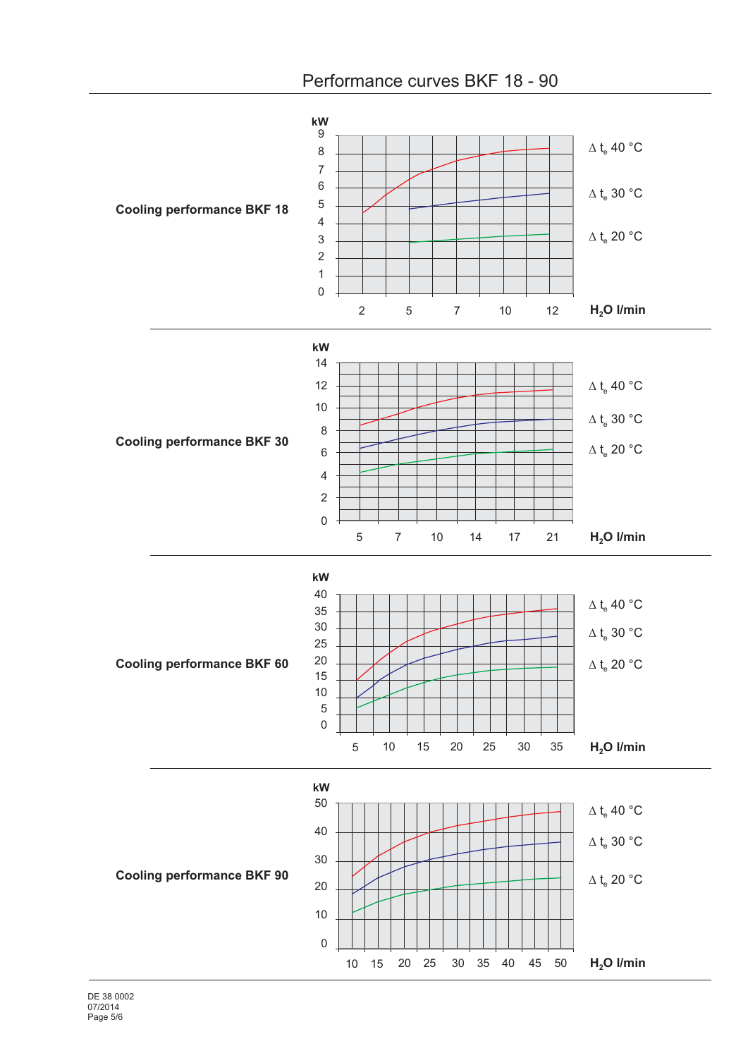# Performance curves BKF 18 - 90

**Cooling performance BKF 18**

kW: 0, 1, 2, 3, 4, 5, 6, 7, 8, 9

$H_2O$ l/min: 2, 5, 7, 10, 12

$\Delta t_e$ 40 °C

$\Delta t_e$ 30 °C

$\Delta t_e$ 20 °C

**Cooling performance BKF 30**

kW: 0, 2, 4, 6, 8, 10, 12, 14

$H_2O$ l/min: 5, 7, 10, 14, 17, 21

$\Delta t_e$ 40 °C

$\Delta t_e$ 30 °C

$\Delta t_e$ 20 °C

**Cooling performance BKF 60**

kW: 0, 5, 10, 15, 20, 25, 30, 35, 40

$H_2O$ l/min: 5, 10, 15, 20, 25, 30, 35

$\Delta t_e$ 40 °C

$\Delta t_e$ 30 °C

$\Delta t_e$ 20 °C

**Cooling performance BKF 90**

kW: 0, 10, 20, 30, 40, 50

$H_2O$ l/min: 10, 15, 20, 25, 30, 35, 40, 45, 50

$\Delta t_e$ 40 °C

$\Delta t_e$ 30 °C

$\Delta t_e$ 20 °C

DE 38 0002
07/2014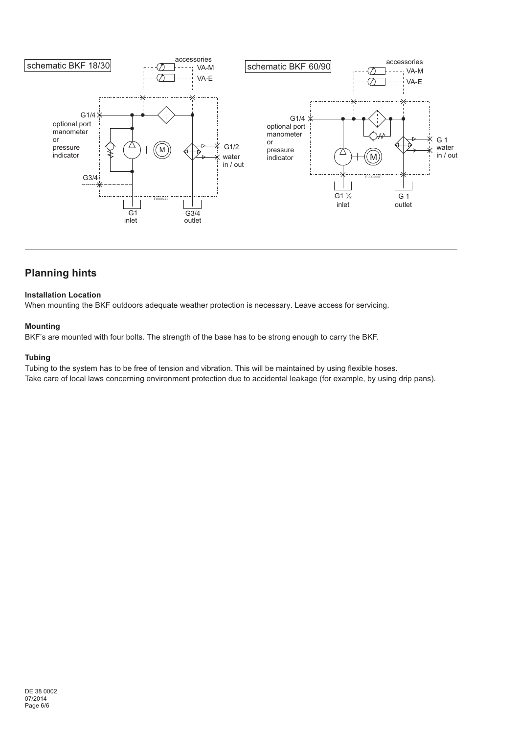schematic BKF 18/30

accessories
VA-M
VA-E

G1/4
optional port
manometer
or
pressure
indicator

G3/4

G1/2
water
in / out

F000633

G1
inlet

G3/4
outlet

schematic BKF 60/90

accessories
VA-M
VA-E

G1/4
optional port
manometer
or
pressure
indicator

G 1
water
in / out

F000299E

G1 ½
inlet

G 1
outlet

## Planning hints

### Installation Location

When mounting the BKF outdoors adequate weather protection is necessary. Leave access for servicing.

### Mounting

BKF's are mounted with four bolts. The strength of the base has to be strong enough to carry the BKF.

### Tubing

Tubing to the system has to be free of tension and vibration. This will be maintained by using flexible hoses.
Take care of local laws concerning environment protection due to accidental leakage (for example, by using drip pans).

DE 38 0002
07/2014